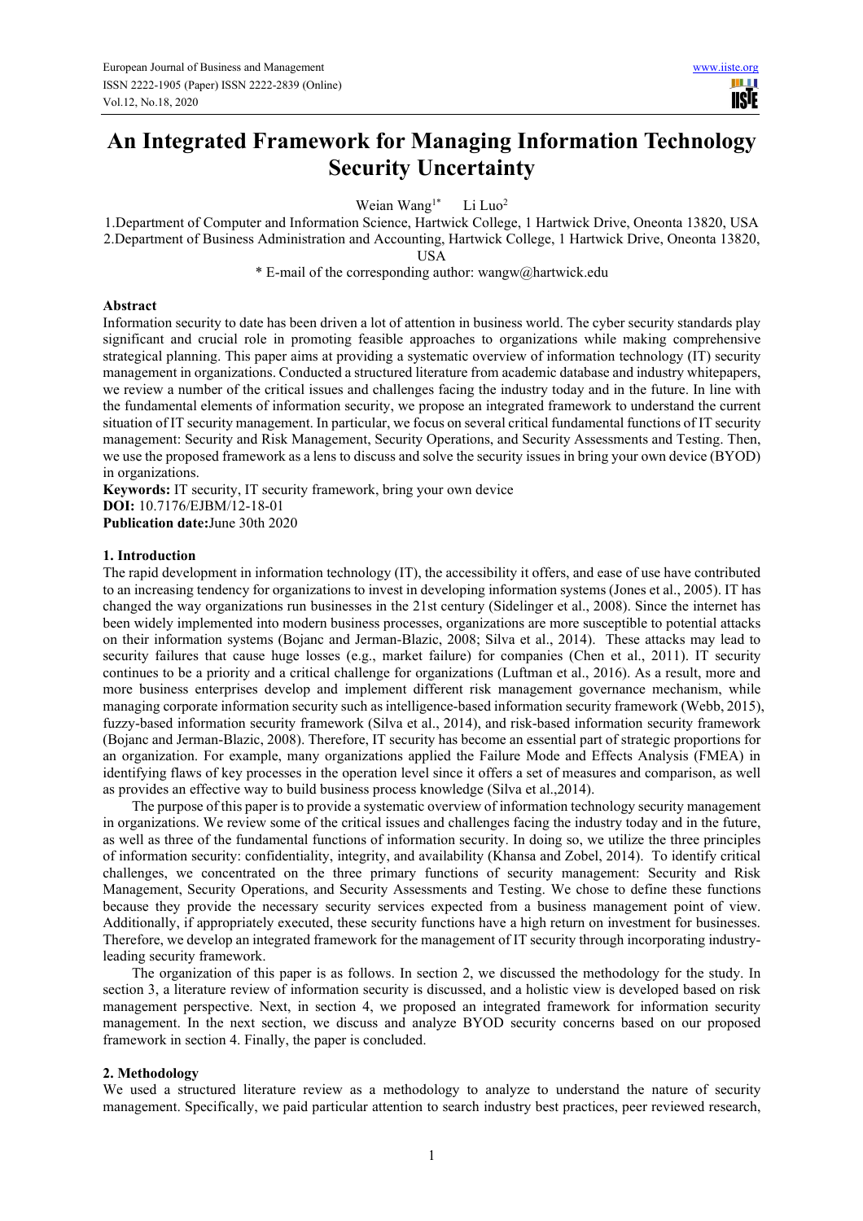# An Integrated Framework for Managing Information Technology Security Uncertainty

Weian Wang[1*] Li Luo[2]

1.Department of Computer and Information Science, Hartwick College, 1 Hartwick Drive, Oneonta 13820, USA
2.Department of Business Administration and Accounting, Hartwick College, 1 Hartwick Drive, Oneonta 13820, USA

* E-mail of the corresponding author: wangw@hartwick.edu

## Abstract

Information security to date has been driven a lot of attention in business world. The cyber security standards play significant and crucial role in promoting feasible approaches to organizations while making comprehensive strategical planning. This paper aims at providing a systematic overview of information technology (IT) security management in organizations. Conducted a structured literature from academic database and industry whitepapers, we review a number of the critical issues and challenges facing the industry today and in the future. In line with the fundamental elements of information security, we propose an integrated framework to understand the current situation of IT security management. In particular, we focus on several critical fundamental functions of IT security management: Security and Risk Management, Security Operations, and Security Assessments and Testing. Then, we use the proposed framework as a lens to discuss and solve the security issues in bring your own device (BYOD) in organizations.

**Keywords:** IT security, IT security framework, bring your own device
**DOI:** 10.7176/EJBM/12-18-01
**Publication date:**June 30th 2020

## 1. Introduction

The rapid development in information technology (IT), the accessibility it offers, and ease of use have contributed to an increasing tendency for organizations to invest in developing information systems (Jones et al., 2005). IT has changed the way organizations run businesses in the 21st century (Sidelinger et al., 2008). Since the internet has been widely implemented into modern business processes, organizations are more susceptible to potential attacks on their information systems (Bojanc and Jerman-Blazic, 2008; Silva et al., 2014). These attacks may lead to security failures that cause huge losses (e.g., market failure) for companies (Chen et al., 2011). IT security continues to be a priority and a critical challenge for organizations (Luftman et al., 2016). As a result, more and more business enterprises develop and implement different risk management governance mechanism, while managing corporate information security such as intelligence-based information security framework (Webb, 2015), fuzzy-based information security framework (Silva et al., 2014), and risk-based information security framework (Bojanc and Jerman-Blazic, 2008). Therefore, IT security has become an essential part of strategic proportions for an organization. For example, many organizations applied the Failure Mode and Effects Analysis (FMEA) in identifying flaws of key processes in the operation level since it offers a set of measures and comparison, as well as provides an effective way to build business process knowledge (Silva et al.,2014).

The purpose of this paper is to provide a systematic overview of information technology security management in organizations. We review some of the critical issues and challenges facing the industry today and in the future, as well as three of the fundamental functions of information security. In doing so, we utilize the three principles of information security: confidentiality, integrity, and availability (Khansa and Zobel, 2014). To identify critical challenges, we concentrated on the three primary functions of security management: Security and Risk Management, Security Operations, and Security Assessments and Testing. We chose to define these functions because they provide the necessary security services expected from a business management point of view. Additionally, if appropriately executed, these security functions have a high return on investment for businesses. Therefore, we develop an integrated framework for the management of IT security through incorporating industry-leading security framework.

The organization of this paper is as follows. In section 2, we discussed the methodology for the study. In section 3, a literature review of information security is discussed, and a holistic view is developed based on risk management perspective. Next, in section 4, we proposed an integrated framework for information security management. In the next section, we discuss and analyze BYOD security concerns based on our proposed framework in section 4. Finally, the paper is concluded.

## 2. Methodology

We used a structured literature review as a methodology to analyze to understand the nature of security management. Specifically, we paid particular attention to search industry best practices, peer reviewed research,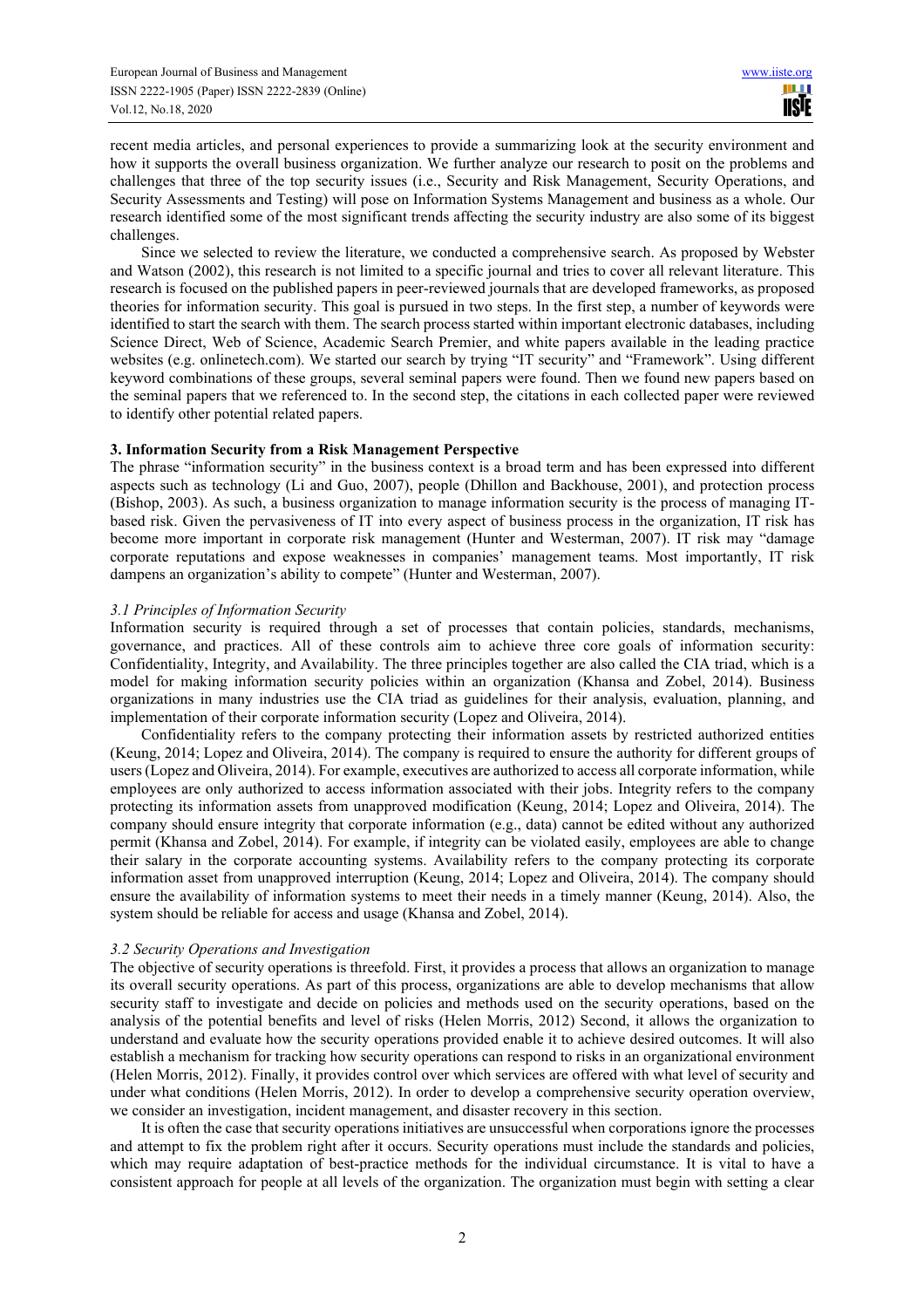recent media articles, and personal experiences to provide a summarizing look at the security environment and how it supports the overall business organization. We further analyze our research to posit on the problems and challenges that three of the top security issues (i.e., Security and Risk Management, Security Operations, and Security Assessments and Testing) will pose on Information Systems Management and business as a whole. Our research identified some of the most significant trends affecting the security industry are also some of its biggest challenges.

Since we selected to review the literature, we conducted a comprehensive search. As proposed by Webster and Watson (2002), this research is not limited to a specific journal and tries to cover all relevant literature. This research is focused on the published papers in peer-reviewed journals that are developed frameworks, as proposed theories for information security. This goal is pursued in two steps. In the first step, a number of keywords were identified to start the search with them. The search process started within important electronic databases, including Science Direct, Web of Science, Academic Search Premier, and white papers available in the leading practice websites (e.g. onlinetech.com). We started our search by trying "IT security" and "Framework". Using different keyword combinations of these groups, several seminal papers were found. Then we found new papers based on the seminal papers that we referenced to. In the second step, the citations in each collected paper were reviewed to identify other potential related papers.

## 3. Information Security from a Risk Management Perspective

The phrase "information security" in the business context is a broad term and has been expressed into different aspects such as technology (Li and Guo, 2007), people (Dhillon and Backhouse, 2001), and protection process (Bishop, 2003). As such, a business organization to manage information security is the process of managing IT-based risk. Given the pervasiveness of IT into every aspect of business process in the organization, IT risk has become more important in corporate risk management (Hunter and Westerman, 2007). IT risk may "damage corporate reputations and expose weaknesses in companies' management teams. Most importantly, IT risk dampens an organization's ability to compete" (Hunter and Westerman, 2007).

### *3.1 Principles of Information Security*

Information security is required through a set of processes that contain policies, standards, mechanisms, governance, and practices. All of these controls aim to achieve three core goals of information security: Confidentiality, Integrity, and Availability. The three principles together are also called the CIA triad, which is a model for making information security policies within an organization (Khansa and Zobel, 2014). Business organizations in many industries use the CIA triad as guidelines for their analysis, evaluation, planning, and implementation of their corporate information security (Lopez and Oliveira, 2014).

Confidentiality refers to the company protecting their information assets by restricted authorized entities (Keung, 2014; Lopez and Oliveira, 2014). The company is required to ensure the authority for different groups of users (Lopez and Oliveira, 2014). For example, executives are authorized to access all corporate information, while employees are only authorized to access information associated with their jobs. Integrity refers to the company protecting its information assets from unapproved modification (Keung, 2014; Lopez and Oliveira, 2014). The company should ensure integrity that corporate information (e.g., data) cannot be edited without any authorized permit (Khansa and Zobel, 2014). For example, if integrity can be violated easily, employees are able to change their salary in the corporate accounting systems. Availability refers to the company protecting its corporate information asset from unapproved interruption (Keung, 2014; Lopez and Oliveira, 2014). The company should ensure the availability of information systems to meet their needs in a timely manner (Keung, 2014). Also, the system should be reliable for access and usage (Khansa and Zobel, 2014).

### *3.2 Security Operations and Investigation*

The objective of security operations is threefold. First, it provides a process that allows an organization to manage its overall security operations. As part of this process, organizations are able to develop mechanisms that allow security staff to investigate and decide on policies and methods used on the security operations, based on the analysis of the potential benefits and level of risks (Helen Morris, 2012) Second, it allows the organization to understand and evaluate how the security operations provided enable it to achieve desired outcomes. It will also establish a mechanism for tracking how security operations can respond to risks in an organizational environment (Helen Morris, 2012). Finally, it provides control over which services are offered with what level of security and under what conditions (Helen Morris, 2012). In order to develop a comprehensive security operation overview, we consider an investigation, incident management, and disaster recovery in this section.

It is often the case that security operations initiatives are unsuccessful when corporations ignore the processes and attempt to fix the problem right after it occurs. Security operations must include the standards and policies, which may require adaptation of best-practice methods for the individual circumstance. It is vital to have a consistent approach for people at all levels of the organization. The organization must begin with setting a clear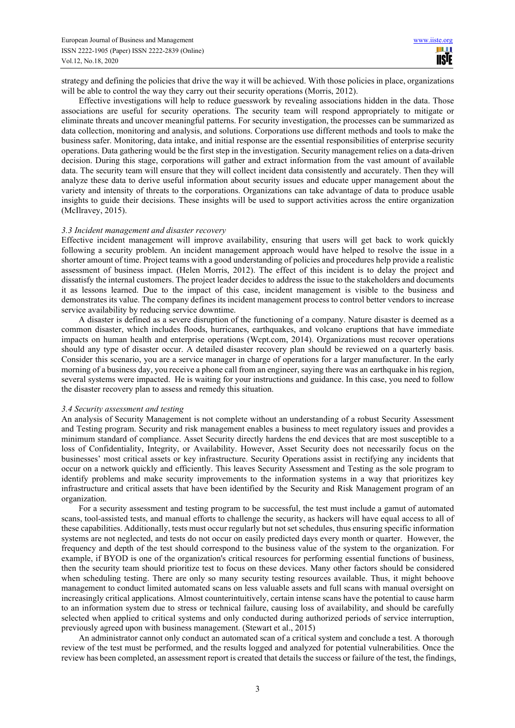strategy and defining the policies that drive the way it will be achieved. With those policies in place, organizations will be able to control the way they carry out their security operations (Morris, 2012).

Effective investigations will help to reduce guesswork by revealing associations hidden in the data. Those associations are useful for security operations. The security team will respond appropriately to mitigate or eliminate threats and uncover meaningful patterns. For security investigation, the processes can be summarized as data collection, monitoring and analysis, and solutions. Corporations use different methods and tools to make the business safer. Monitoring, data intake, and initial response are the essential responsibilities of enterprise security operations. Data gathering would be the first step in the investigation. Security management relies on a data-driven decision. During this stage, corporations will gather and extract information from the vast amount of available data. The security team will ensure that they will collect incident data consistently and accurately. Then they will analyze these data to derive useful information about security issues and educate upper management about the variety and intensity of threats to the corporations. Organizations can take advantage of data to produce usable insights to guide their decisions. These insights will be used to support activities across the entire organization (McIlravey, 2015).

### *3.3 Incident management and disaster recovery*

Effective incident management will improve availability, ensuring that users will get back to work quickly following a security problem. An incident management approach would have helped to resolve the issue in a shorter amount of time. Project teams with a good understanding of policies and procedures help provide a realistic assessment of business impact. (Helen Morris, 2012). The effect of this incident is to delay the project and dissatisfy the internal customers. The project leader decides to address the issue to the stakeholders and documents it as lessons learned. Due to the impact of this case, incident management is visible to the business and demonstrates its value. The company defines its incident management process to control better vendors to increase service availability by reducing service downtime.

A disaster is defined as a severe disruption of the functioning of a company. Nature disaster is deemed as a common disaster, which includes floods, hurricanes, earthquakes, and volcano eruptions that have immediate impacts on human health and enterprise operations (Wcpt.com, 2014). Organizations must recover operations should any type of disaster occur. A detailed disaster recovery plan should be reviewed on a quarterly basis. Consider this scenario, you are a service manager in charge of operations for a larger manufacturer. In the early morning of a business day, you receive a phone call from an engineer, saying there was an earthquake in his region, several systems were impacted. He is waiting for your instructions and guidance. In this case, you need to follow the disaster recovery plan to assess and remedy this situation.

### *3.4 Security assessment and testing*

An analysis of Security Management is not complete without an understanding of a robust Security Assessment and Testing program. Security and risk management enables a business to meet regulatory issues and provides a minimum standard of compliance. Asset Security directly hardens the end devices that are most susceptible to a loss of Confidentiality, Integrity, or Availability. However, Asset Security does not necessarily focus on the businesses' most critical assets or key infrastructure. Security Operations assist in rectifying any incidents that occur on a network quickly and efficiently. This leaves Security Assessment and Testing as the sole program to identify problems and make security improvements to the information systems in a way that prioritizes key infrastructure and critical assets that have been identified by the Security and Risk Management program of an organization.

For a security assessment and testing program to be successful, the test must include a gamut of automated scans, tool-assisted tests, and manual efforts to challenge the security, as hackers will have equal access to all of these capabilities. Additionally, tests must occur regularly but not set schedules, thus ensuring specific information systems are not neglected, and tests do not occur on easily predicted days every month or quarter. However, the frequency and depth of the test should correspond to the business value of the system to the organization. For example, if BYOD is one of the organization's critical resources for performing essential functions of business, then the security team should prioritize test to focus on these devices. Many other factors should be considered when scheduling testing. There are only so many security testing resources available. Thus, it might behoove management to conduct limited automated scans on less valuable assets and full scans with manual oversight on increasingly critical applications. Almost counterintuitively, certain intense scans have the potential to cause harm to an information system due to stress or technical failure, causing loss of availability, and should be carefully selected when applied to critical systems and only conducted during authorized periods of service interruption, previously agreed upon with business management. (Stewart et al., 2015)

An administrator cannot only conduct an automated scan of a critical system and conclude a test. A thorough review of the test must be performed, and the results logged and analyzed for potential vulnerabilities. Once the review has been completed, an assessment report is created that details the success or failure of the test, the findings,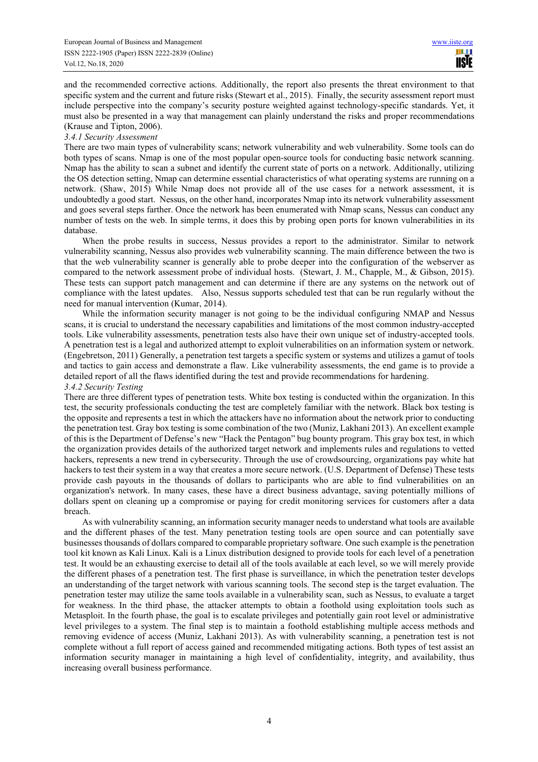and the recommended corrective actions. Additionally, the report also presents the threat environment to that specific system and the current and future risks (Stewart et al., 2015). Finally, the security assessment report must include perspective into the company's security posture weighted against technology-specific standards. Yet, it must also be presented in a way that management can plainly understand the risks and proper recommendations (Krause and Tipton, 2006).

### *3.4.1 Security Assessment*

There are two main types of vulnerability scans; network vulnerability and web vulnerability. Some tools can do both types of scans. Nmap is one of the most popular open-source tools for conducting basic network scanning. Nmap has the ability to scan a subnet and identify the current state of ports on a network. Additionally, utilizing the OS detection setting, Nmap can determine essential characteristics of what operating systems are running on a network. (Shaw, 2015) While Nmap does not provide all of the use cases for a network assessment, it is undoubtedly a good start. Nessus, on the other hand, incorporates Nmap into its network vulnerability assessment and goes several steps farther. Once the network has been enumerated with Nmap scans, Nessus can conduct any number of tests on the web. In simple terms, it does this by probing open ports for known vulnerabilities in its database.

When the probe results in success, Nessus provides a report to the administrator. Similar to network vulnerability scanning, Nessus also provides web vulnerability scanning. The main difference between the two is that the web vulnerability scanner is generally able to probe deeper into the configuration of the webserver as compared to the network assessment probe of individual hosts. (Stewart, J. M., Chapple, M., & Gibson, 2015). These tests can support patch management and can determine if there are any systems on the network out of compliance with the latest updates. Also, Nessus supports scheduled test that can be run regularly without the need for manual intervention (Kumar, 2014).

While the information security manager is not going to be the individual configuring NMAP and Nessus scans, it is crucial to understand the necessary capabilities and limitations of the most common industry-accepted tools. Like vulnerability assessments, penetration tests also have their own unique set of industry-accepted tools. A penetration test is a legal and authorized attempt to exploit vulnerabilities on an information system or network. (Engebretson, 2011) Generally, a penetration test targets a specific system or systems and utilizes a gamut of tools and tactics to gain access and demonstrate a flaw. Like vulnerability assessments, the end game is to provide a detailed report of all the flaws identified during the test and provide recommendations for hardening.

### *3.4.2 Security Testing*

There are three different types of penetration tests. White box testing is conducted within the organization. In this test, the security professionals conducting the test are completely familiar with the network. Black box testing is the opposite and represents a test in which the attackers have no information about the network prior to conducting the penetration test. Gray box testing is some combination of the two (Muniz, Lakhani 2013). An excellent example of this is the Department of Defense's new "Hack the Pentagon" bug bounty program. This gray box test, in which the organization provides details of the authorized target network and implements rules and regulations to vetted hackers, represents a new trend in cybersecurity. Through the use of crowdsourcing, organizations pay white hat hackers to test their system in a way that creates a more secure network. (U.S. Department of Defense) These tests provide cash payouts in the thousands of dollars to participants who are able to find vulnerabilities on an organization's network. In many cases, these have a direct business advantage, saving potentially millions of dollars spent on cleaning up a compromise or paying for credit monitoring services for customers after a data breach.

As with vulnerability scanning, an information security manager needs to understand what tools are available and the different phases of the test. Many penetration testing tools are open source and can potentially save businesses thousands of dollars compared to comparable proprietary software. One such example is the penetration tool kit known as Kali Linux. Kali is a Linux distribution designed to provide tools for each level of a penetration test. It would be an exhausting exercise to detail all of the tools available at each level, so we will merely provide the different phases of a penetration test. The first phase is surveillance, in which the penetration tester develops an understanding of the target network with various scanning tools. The second step is the target evaluation. The penetration tester may utilize the same tools available in a vulnerability scan, such as Nessus, to evaluate a target for weakness. In the third phase, the attacker attempts to obtain a foothold using exploitation tools such as Metasploit. In the fourth phase, the goal is to escalate privileges and potentially gain root level or administrative level privileges to a system. The final step is to maintain a foothold establishing multiple access methods and removing evidence of access (Muniz, Lakhani 2013). As with vulnerability scanning, a penetration test is not complete without a full report of access gained and recommended mitigating actions. Both types of test assist an information security manager in maintaining a high level of confidentiality, integrity, and availability, thus increasing overall business performance.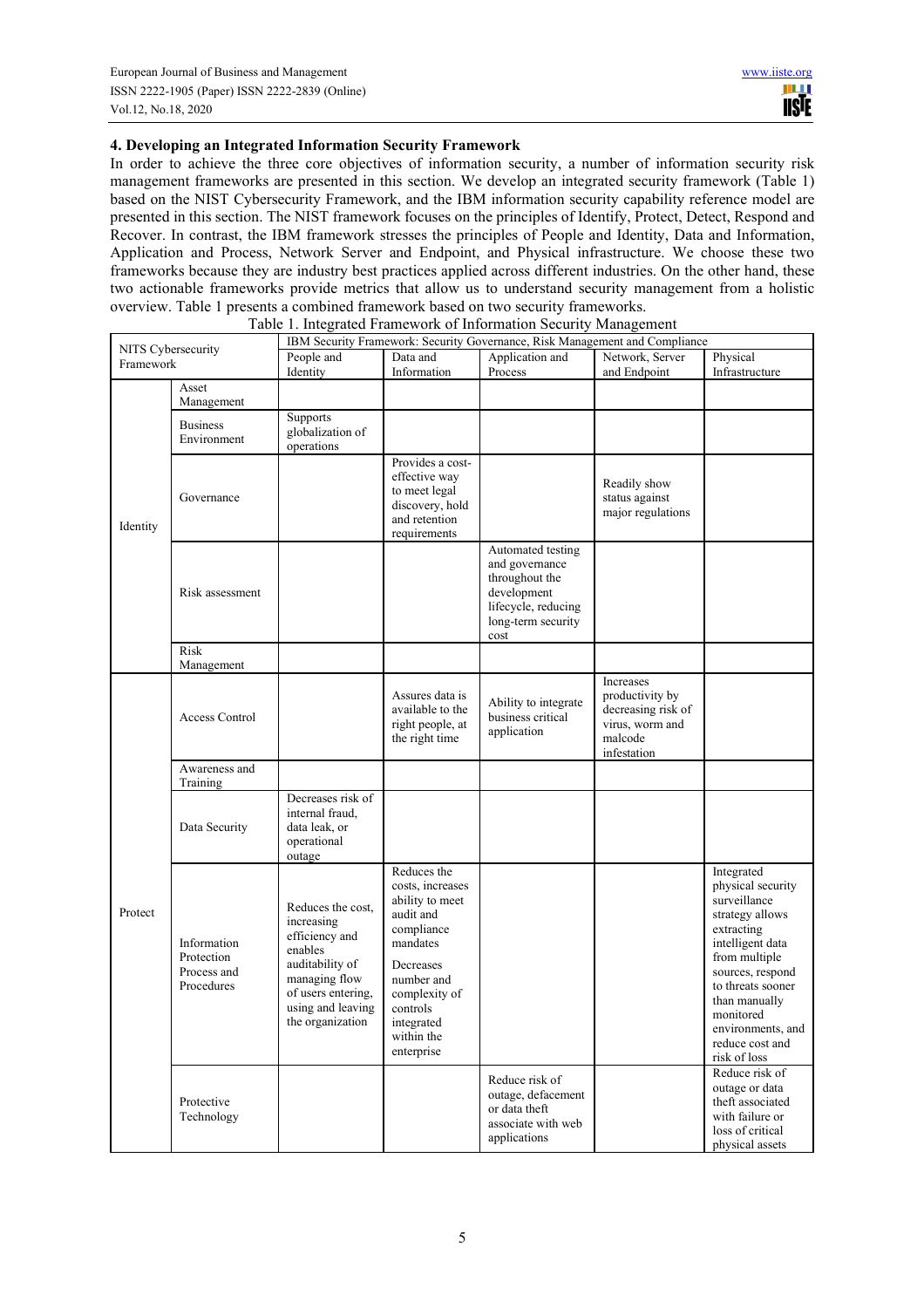## 4. Developing an Integrated Information Security Framework

In order to achieve the three core objectives of information security, a number of information security risk management frameworks are presented in this section. We develop an integrated security framework (Table 1) based on the NIST Cybersecurity Framework, and the IBM information security capability reference model are presented in this section. The NIST framework focuses on the principles of Identify, Protect, Detect, Respond and Recover. In contrast, the IBM framework stresses the principles of People and Identity, Data and Information, Application and Process, Network Server and Endpoint, and Physical infrastructure. We choose these two frameworks because they are industry best practices applied across different industries. On the other hand, these two actionable frameworks provide metrics that allow us to understand security management from a holistic overview. Table 1 presents a combined framework based on two security frameworks.

Table 1. Integrated Framework of Information Security Management

| NITS Cybersecurity Framework | | IBM Security Framework: Security Governance, Risk Management and Compliance | | | | |
|---|---|---|---|---|---|---|
| | | People and Identity | Data and Information | Application and Process | Network, Server and Endpoint | Physical Infrastructure |
| Identity | Asset Management | | | | | |
| | Business Environment | Supports globalization of operations | | | | |
| | Governance | | Provides a cost-effective way to meet legal discovery, hold and retention requirements | | Readily show status against major regulations | |
| | Risk assessment | | | Automated testing and governance throughout the development lifecycle, reducing long-term security cost | | |
| | Risk Management | | | | | |
| Protect | Access Control | | Assures data is available to the right people, at the right time | Ability to integrate business critical application | Increases productivity by decreasing risk of virus, worm and malcode infestation | |
| | Awareness and Training | | | | | |
| | Data Security | Decreases risk of internal fraud, data leak, or operational outage | | | | |
| | Information Protection Process and Procedures | Reduces the cost, increasing efficiency and enables auditability of managing flow of users entering, using and leaving the organization | Reduces the costs, increases ability to meet audit and compliance mandates Decreases number and complexity of controls integrated within the enterprise | | | Integrated physical security surveillance strategy allows extracting intelligent data from multiple sources, respond to threats sooner than manually monitored environments, and reduce cost and risk of loss |
| | Protective Technology | | | Reduce risk of outage, defacement or data theft associate with web applications | | Reduce risk of outage or data theft associated with failure or loss of critical physical assets |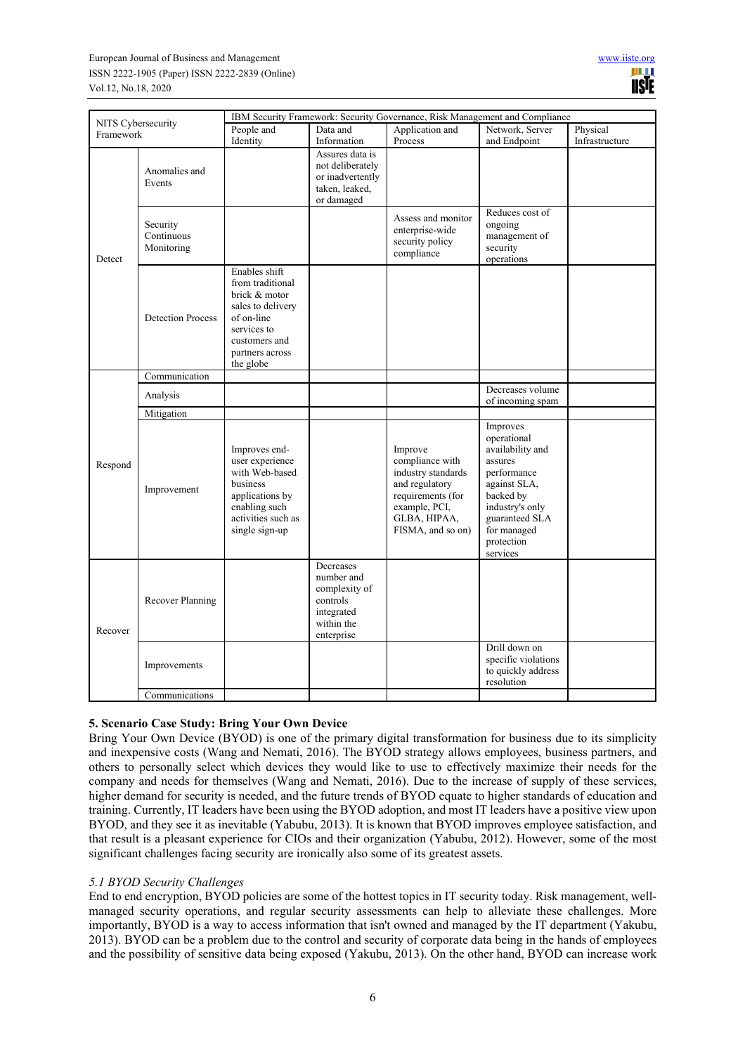| NITS Cybersecurity Framework | | IBM Security Framework: Security Governance, Risk Management and Compliance | | | | |
|---|---|---|---|---|---|---|
| | | People and Identity | Data and Information | Application and Process | Network, Server and Endpoint | Physical Infrastructure |
| Detect | Anomalies and Events | | Assures data is not deliberately or inadvertently taken, leaked, or damaged | | | |
| | Security Continuous Monitoring | | | Assess and monitor enterprise-wide security policy compliance | Reduces cost of ongoing management of security operations | |
| | Detection Process | Enables shift from traditional brick & motor sales to delivery of on-line services to customers and partners across the globe | | | | |
| Respond | Communication | | | | | |
| | Analysis | | | | Decreases volume of incoming spam | |
| | Mitigation | | | | | |
| | Improvement | Improves end-user experience with Web-based business applications by enabling such activities such as single sign-up | | Improve compliance with industry standards and regulatory requirements (for example, PCI, GLBA, HIPAA, FISMA, and so on) | Improves operational availability and assures performance against SLA, backed by industry's only guaranteed SLA for managed protection services | |
| Recover | Recover Planning | | Decreases number and complexity of controls integrated within the enterprise | | | |
| | Improvements | | | | Drill down on specific violations to quickly address resolution | |
| | Communications | | | | | |

## 5. Scenario Case Study: Bring Your Own Device

Bring Your Own Device (BYOD) is one of the primary digital transformation for business due to its simplicity and inexpensive costs (Wang and Nemati, 2016). The BYOD strategy allows employees, business partners, and others to personally select which devices they would like to use to effectively maximize their needs for the company and needs for themselves (Wang and Nemati, 2016). Due to the increase of supply of these services, higher demand for security is needed, and the future trends of BYOD equate to higher standards of education and training. Currently, IT leaders have been using the BYOD adoption, and most IT leaders have a positive view upon BYOD, and they see it as inevitable (Yabubu, 2013). It is known that BYOD improves employee satisfaction, and that result is a pleasant experience for CIOs and their organization (Yabubu, 2012). However, some of the most significant challenges facing security are ironically also some of its greatest assets.

### *5.1 BYOD Security Challenges*

End to end encryption, BYOD policies are some of the hottest topics in IT security today. Risk management, well-managed security operations, and regular security assessments can help to alleviate these challenges. More importantly, BYOD is a way to access information that isn't owned and managed by the IT department (Yakubu, 2013). BYOD can be a problem due to the control and security of corporate data being in the hands of employees and the possibility of sensitive data being exposed (Yakubu, 2013). On the other hand, BYOD can increase work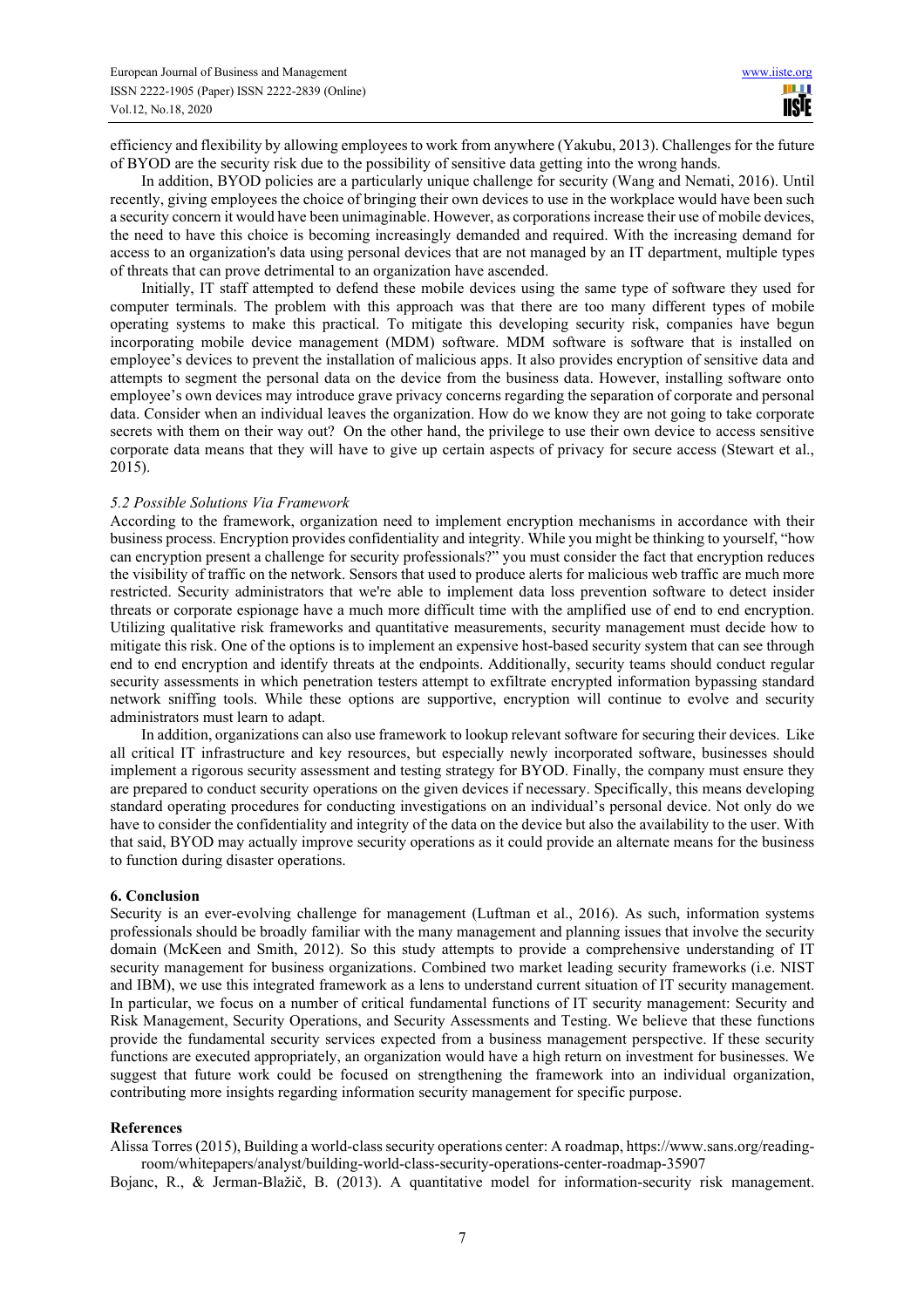efficiency and flexibility by allowing employees to work from anywhere (Yakubu, 2013). Challenges for the future of BYOD are the security risk due to the possibility of sensitive data getting into the wrong hands.

In addition, BYOD policies are a particularly unique challenge for security (Wang and Nemati, 2016). Until recently, giving employees the choice of bringing their own devices to use in the workplace would have been such a security concern it would have been unimaginable. However, as corporations increase their use of mobile devices, the need to have this choice is becoming increasingly demanded and required. With the increasing demand for access to an organization's data using personal devices that are not managed by an IT department, multiple types of threats that can prove detrimental to an organization have ascended.

Initially, IT staff attempted to defend these mobile devices using the same type of software they used for computer terminals. The problem with this approach was that there are too many different types of mobile operating systems to make this practical. To mitigate this developing security risk, companies have begun incorporating mobile device management (MDM) software. MDM software is software that is installed on employee's devices to prevent the installation of malicious apps. It also provides encryption of sensitive data and attempts to segment the personal data on the device from the business data. However, installing software onto employee's own devices may introduce grave privacy concerns regarding the separation of corporate and personal data. Consider when an individual leaves the organization. How do we know they are not going to take corporate secrets with them on their way out? On the other hand, the privilege to use their own device to access sensitive corporate data means that they will have to give up certain aspects of privacy for secure access (Stewart et al., 2015).

### *5.2 Possible Solutions Via Framework*

According to the framework, organization need to implement encryption mechanisms in accordance with their business process. Encryption provides confidentiality and integrity. While you might be thinking to yourself, "how can encryption present a challenge for security professionals?" you must consider the fact that encryption reduces the visibility of traffic on the network. Sensors that used to produce alerts for malicious web traffic are much more restricted. Security administrators that we're able to implement data loss prevention software to detect insider threats or corporate espionage have a much more difficult time with the amplified use of end to end encryption. Utilizing qualitative risk frameworks and quantitative measurements, security management must decide how to mitigate this risk. One of the options is to implement an expensive host-based security system that can see through end to end encryption and identify threats at the endpoints. Additionally, security teams should conduct regular security assessments in which penetration testers attempt to exfiltrate encrypted information bypassing standard network sniffing tools. While these options are supportive, encryption will continue to evolve and security administrators must learn to adapt.

In addition, organizations can also use framework to lookup relevant software for securing their devices. Like all critical IT infrastructure and key resources, but especially newly incorporated software, businesses should implement a rigorous security assessment and testing strategy for BYOD. Finally, the company must ensure they are prepared to conduct security operations on the given devices if necessary. Specifically, this means developing standard operating procedures for conducting investigations on an individual's personal device. Not only do we have to consider the confidentiality and integrity of the data on the device but also the availability to the user. With that said, BYOD may actually improve security operations as it could provide an alternate means for the business to function during disaster operations.

## **6. Conclusion**

Security is an ever-evolving challenge for management (Luftman et al., 2016). As such, information systems professionals should be broadly familiar with the many management and planning issues that involve the security domain (McKeen and Smith, 2012). So this study attempts to provide a comprehensive understanding of IT security management for business organizations. Combined two market leading security frameworks (i.e. NIST and IBM), we use this integrated framework as a lens to understand current situation of IT security management. In particular, we focus on a number of critical fundamental functions of IT security management: Security and Risk Management, Security Operations, and Security Assessments and Testing. We believe that these functions provide the fundamental security services expected from a business management perspective. If these security functions are executed appropriately, an organization would have a high return on investment for businesses. We suggest that future work could be focused on strengthening the framework into an individual organization, contributing more insights regarding information security management for specific purpose.

## **References**

Alissa Torres (2015), Building a world-class security operations center: A roadmap, https://www.sans.org/reading-room/whitepapers/analyst/building-world-class-security-operations-center-roadmap-35907

Bojanc, R., & Jerman-Blažič, B. (2013). A quantitative model for information-security risk management.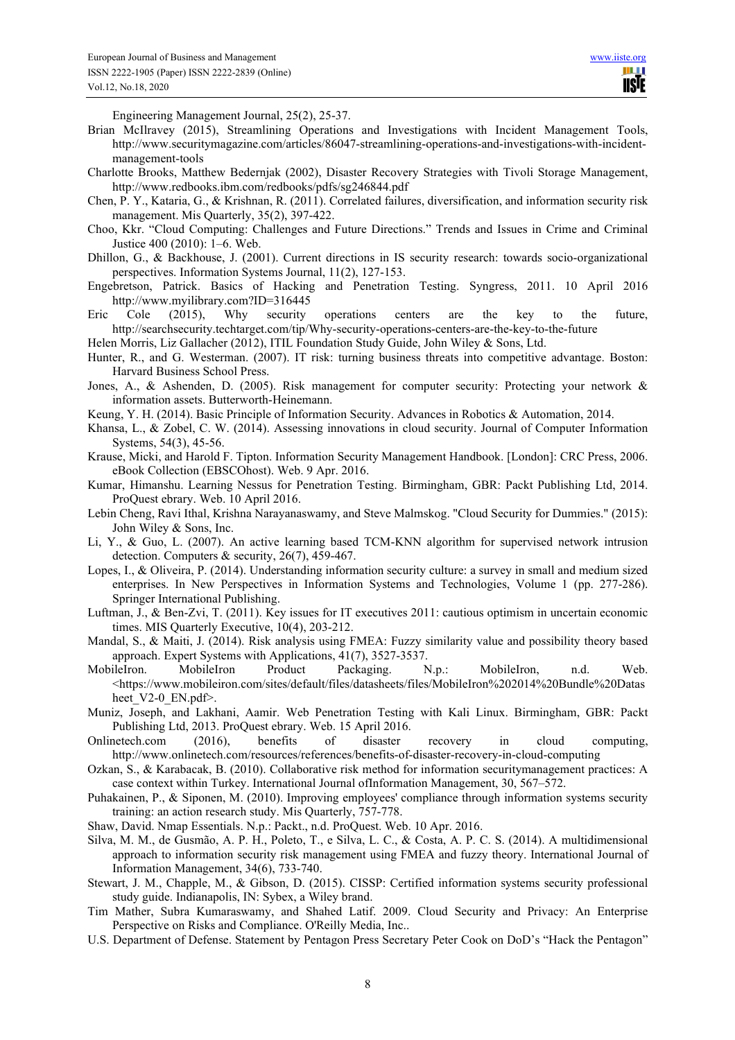Engineering Management Journal, 25(2), 25-37.

Brian McIlravey (2015), Streamlining Operations and Investigations with Incident Management Tools, http://www.securitymagazine.com/articles/86047-streamlining-operations-and-investigations-with-incident-management-tools

Charlotte Brooks, Matthew Bedernjak (2002), Disaster Recovery Strategies with Tivoli Storage Management, http://www.redbooks.ibm.com/redbooks/pdfs/sg246844.pdf

Chen, P. Y., Kataria, G., & Krishnan, R. (2011). Correlated failures, diversification, and information security risk management. Mis Quarterly, 35(2), 397-422.

Choo, Kkr. "Cloud Computing: Challenges and Future Directions." Trends and Issues in Crime and Criminal Justice 400 (2010): 1–6. Web.

Dhillon, G., & Backhouse, J. (2001). Current directions in IS security research: towards socio-organizational perspectives. Information Systems Journal, 11(2), 127-153.

Engebretson, Patrick. Basics of Hacking and Penetration Testing. Syngress, 2011. 10 April 2016 http://www.myilibrary.com?ID=316445

Eric Cole (2015), Why security operations centers are the key to the future, http://searchsecurity.techtarget.com/tip/Why-security-operations-centers-are-the-key-to-the-future

Helen Morris, Liz Gallacher (2012), ITIL Foundation Study Guide, John Wiley & Sons, Ltd.

Hunter, R., and G. Westerman. (2007). IT risk: turning business threats into competitive advantage. Boston: Harvard Business School Press.

Jones, A., & Ashenden, D. (2005). Risk management for computer security: Protecting your network & information assets. Butterworth-Heinemann.

Keung, Y. H. (2014). Basic Principle of Information Security. Advances in Robotics & Automation, 2014.

Khansa, L., & Zobel, C. W. (2014). Assessing innovations in cloud security. Journal of Computer Information Systems, 54(3), 45-56.

Krause, Micki, and Harold F. Tipton. Information Security Management Handbook. [London]: CRC Press, 2006. eBook Collection (EBSCOhost). Web. 9 Apr. 2016.

Kumar, Himanshu. Learning Nessus for Penetration Testing. Birmingham, GBR: Packt Publishing Ltd, 2014. ProQuest ebrary. Web. 10 April 2016.

Lebin Cheng, Ravi Ithal, Krishna Narayanaswamy, and Steve Malmskog. "Cloud Security for Dummies." (2015): John Wiley & Sons, Inc.

Li, Y., & Guo, L. (2007). An active learning based TCM-KNN algorithm for supervised network intrusion detection. Computers & security, 26(7), 459-467.

Lopes, I., & Oliveira, P. (2014). Understanding information security culture: a survey in small and medium sized enterprises. In New Perspectives in Information Systems and Technologies, Volume 1 (pp. 277-286). Springer International Publishing.

Luftman, J., & Ben-Zvi, T. (2011). Key issues for IT executives 2011: cautious optimism in uncertain economic times. MIS Quarterly Executive, 10(4), 203-212.

Mandal, S., & Maiti, J. (2014). Risk analysis using FMEA: Fuzzy similarity value and possibility theory based approach. Expert Systems with Applications, 41(7), 3527-3537.

MobileIron. MobileIron Product Packaging. N.p.: MobileIron, n.d. Web. <https://www.mobileiron.com/sites/default/files/datasheets/files/MobileIron%202014%20Bundle%20Datasheet_V2-0_EN.pdf>.

Muniz, Joseph, and Lakhani, Aamir. Web Penetration Testing with Kali Linux. Birmingham, GBR: Packt Publishing Ltd, 2013. ProQuest ebrary. Web. 15 April 2016.

Onlinetech.com (2016), benefits of disaster recovery in cloud computing, http://www.onlinetech.com/resources/references/benefits-of-disaster-recovery-in-cloud-computing

Ozkan, S., & Bulent, B. (2010). Collaborative risk method for information securitymanagement practices: A case context within Turkey. International Journal ofInformation Management, 30, 567–572.

Puhakainen, P., & Siponen, M. (2010). Improving employees' compliance through information systems security training: an action research study. Mis Quarterly, 757-778.

Shaw, David. Nmap Essentials. N.p.: Packt., n.d. ProQuest. Web. 10 Apr. 2016.

Silva, M. M., de Gusmão, A. P. H., Poleto, T., e Silva, L. C., & Costa, A. P. C. S. (2014). A multidimensional approach to information security risk management using FMEA and fuzzy theory. International Journal of Information Management, 34(6), 733-740.

Stewart, J. M., Chapple, M., & Gibson, D. (2015). CISSP: Certified information systems security professional study guide. Indianapolis, IN: Sybex, a Wiley brand.

Tim Mather, Subra Kumaraswamy, and Shahed Latif. 2009. Cloud Security and Privacy: An Enterprise Perspective on Risks and Compliance. O'Reilly Media, Inc..

U.S. Department of Defense. Statement by Pentagon Press Secretary Peter Cook on DoD's "Hack the Pentagon"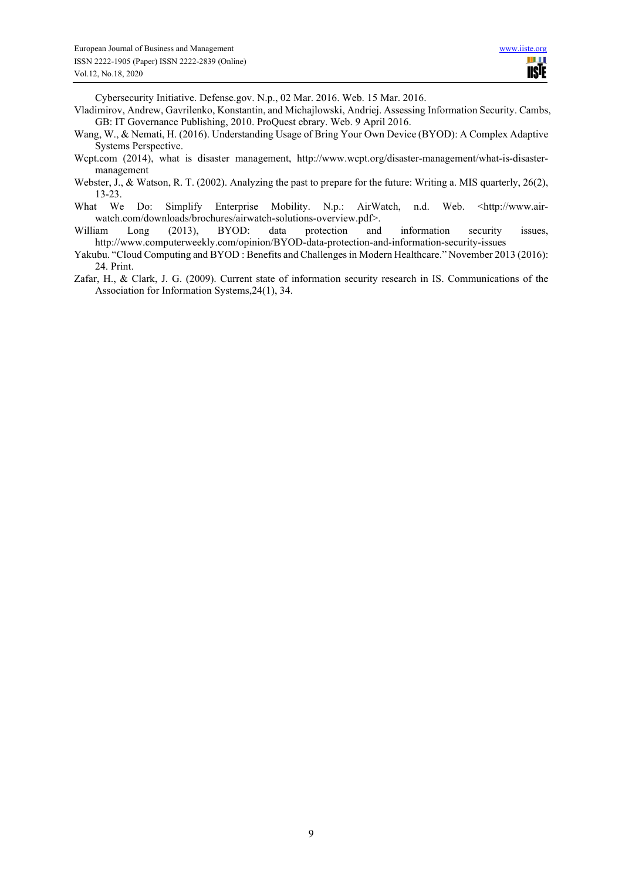Cybersecurity Initiative. Defense.gov. N.p., 02 Mar. 2016. Web. 15 Mar. 2016.

Vladimirov, Andrew, Gavrilenko, Konstantin, and Michajlowski, Andriej. Assessing Information Security. Cambs, GB: IT Governance Publishing, 2010. ProQuest ebrary. Web. 9 April 2016.

Wang, W., & Nemati, H. (2016). Understanding Usage of Bring Your Own Device (BYOD): A Complex Adaptive Systems Perspective.

Wcpt.com (2014), what is disaster management, http://www.wcpt.org/disaster-management/what-is-disaster-management

Webster, J., & Watson, R. T. (2002). Analyzing the past to prepare for the future: Writing a. MIS quarterly, 26(2), 13-23.

What We Do: Simplify Enterprise Mobility. N.p.: AirWatch, n.d. Web. <http://www.air-watch.com/downloads/brochures/airwatch-solutions-overview.pdf>.

William Long (2013), BYOD: data protection and information security issues, http://www.computerweekly.com/opinion/BYOD-data-protection-and-information-security-issues

Yakubu. "Cloud Computing and BYOD : Benefits and Challenges in Modern Healthcare." November 2013 (2016): 24. Print.

Zafar, H., & Clark, J. G. (2009). Current state of information security research in IS. Communications of the Association for Information Systems,24(1), 34.